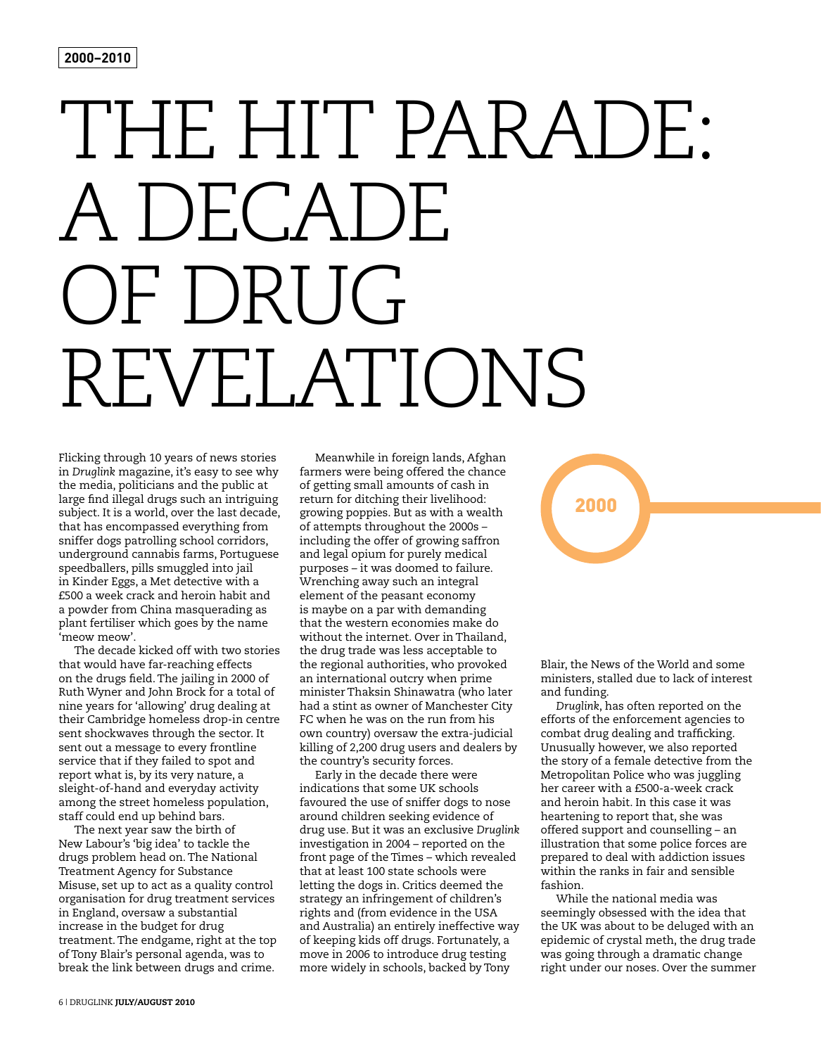2000–2010

# THE HIT PARADE: A DECADE OF DRUG REVELATIONS

Flicking through 10 years of news stories in *Druglink* magazine, it's easy to see why the media, politicians and the public at large find illegal drugs such an intriguing subject. It is a world, over the last decade, that has encompassed everything from sniffer dogs patrolling school corridors, underground cannabis farms, Portuguese speedballers, pills smuggled into jail in Kinder Eggs, a Met detective with a £500 a week crack and heroin habit and a powder from China masquerading as plant fertiliser which goes by the name 'meow meow'.

The decade kicked off with two stories that would have far-reaching effects on the drugs field. The jailing in 2000 of Ruth Wyner and John Brock for a total of nine years for 'allowing' drug dealing at their Cambridge homeless drop-in centre sent shockwaves through the sector. It sent out a message to every frontline service that if they failed to spot and report what is, by its very nature, a sleight-of-hand and everyday activity among the street homeless population, staff could end up behind bars.

The next year saw the birth of New Labour's 'big idea' to tackle the drugs problem head on. The National Treatment Agency for Substance Misuse, set up to act as a quality control organisation for drug treatment services in England, oversaw a substantial increase in the budget for drug treatment. The endgame, right at the top of Tony Blair's personal agenda, was to break the link between drugs and crime.

Meanwhile in foreign lands, Afghan farmers were being offered the chance of getting small amounts of cash in return for ditching their livelihood: growing poppies. But as with a wealth of attempts throughout the 2000s – including the offer of growing saffron and legal opium for purely medical purposes – it was doomed to failure. Wrenching away such an integral element of the peasant economy is maybe on a par with demanding that the western economies make do without the internet. Over in Thailand, the drug trade was less acceptable to the regional authorities, who provoked an international outcry when prime minister Thaksin Shinawatra (who later had a stint as owner of Manchester City FC when he was on the run from his own country) oversaw the extra-judicial killing of 2,200 drug users and dealers by the country's security forces.

Early in the decade there were indications that some UK schools favoured the use of sniffer dogs to nose around children seeking evidence of drug use. But it was an exclusive *Druglink* investigation in 2004 – reported on the front page of the Times – which revealed that at least 100 state schools were letting the dogs in. Critics deemed the strategy an infringement of children's rights and (from evidence in the USA and Australia) an entirely ineffective way of keeping kids off drugs. Fortunately, a move in 2006 to introduce drug testing more widely in schools, backed by Tony Blair, the News of the World and some ministers, stalled due to lack of interest and funding.

**2000**

*Druglink*, has often reported on the efforts of the enforcement agencies to combat drug dealing and trafficking. Unusually however, we also reported the story of a female detective from the Metropolitan Police who was juggling her career with a £500-a-week crack and heroin habit. In this case it was heartening to report that, she was offered support and counselling – an illustration that some police forces are prepared to deal with addiction issues within the ranks in fair and sensible fashion.

While the national media was seemingly obsessed with the idea that the UK was about to be deluged with an epidemic of crystal meth, the drug trade was going through a dramatic change right under our noses. Over the summer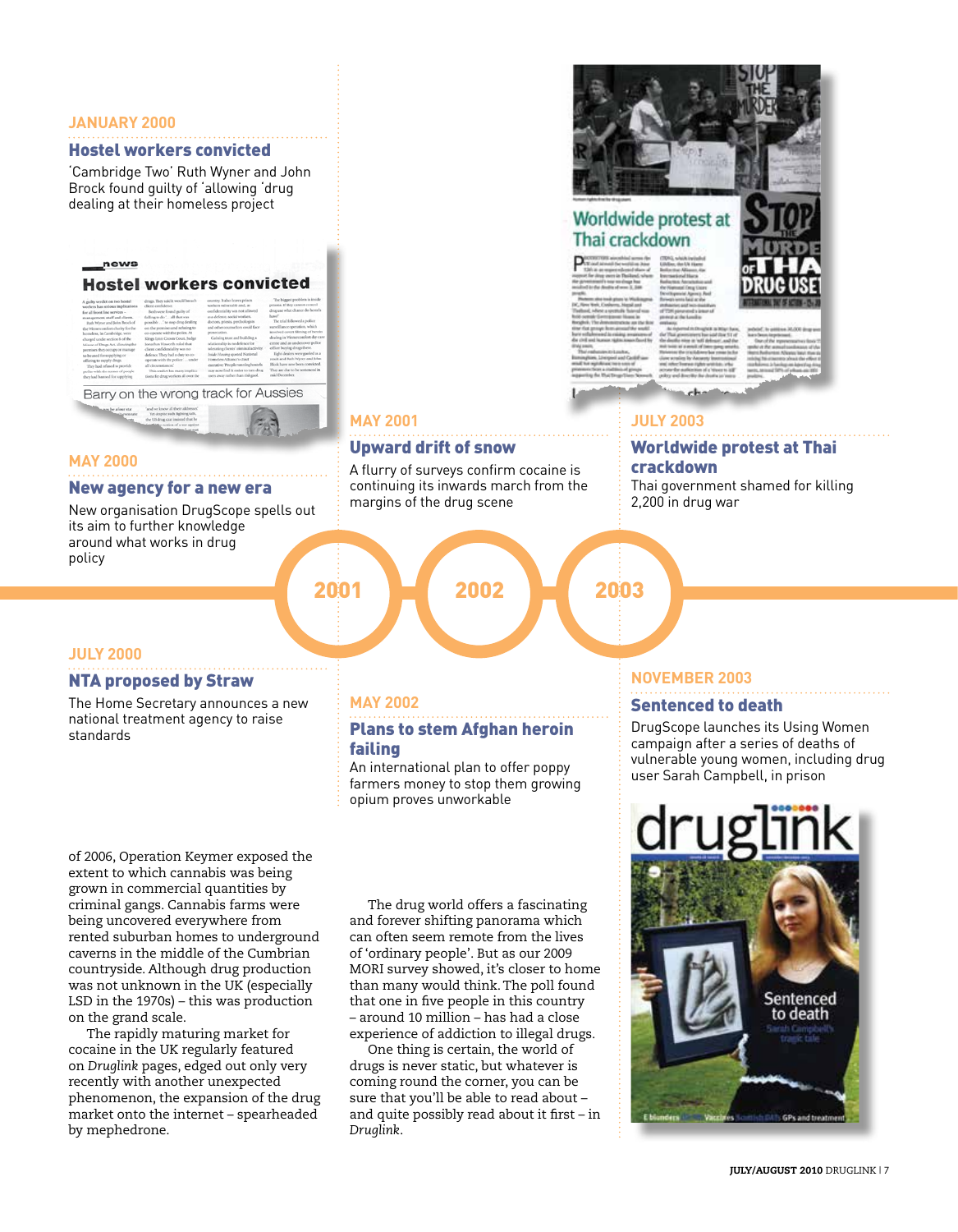JANUARY 2000

### Hostel workers convicted

'Cambridge Two' Ruth Wyner and John Brock found guilty of 'allowing 'drug dealing at their homeless project

MAY 2000

### New agency for a new era

New organisation DrugScope spells out its aim to further knowledge around what works in drug policy

JULY 2000

### NTA proposed by Straw

The Home Secretary announces a new national treatment agency to raise standards

MAY 2001

### Upward drift of snow

A flurry of surveys confirm cocaine is continuing its inwards march from the margins of the drug scene

MAY 2002

### Plans to stem Afghan heroin failing

An international plan to offer poppy farmers money to stop them growing opium proves unworkable

JULY 2003

### Worldwide protest at Thai crackdown

Thai government shamed for killing 2,200 in drug war

NOVEMBER 2003

### Sentenced to death

DrugScope launches its Using Women campaign after a series of deaths of vulnerable young women, including drug user Sarah Campbell, in prison

of 2006, Operation Keymer exposed the extent to which cannabis was being grown in commercial quantities by criminal gangs. Cannabis farms were being uncovered everywhere from rented suburban homes to underground caverns in the middle of the Cumbrian countryside. Although drug production was not unknown in the UK (especially LSD in the 1970s) – this was production on the grand scale.

The rapidly maturing market for cocaine in the UK regularly featured on *Druglink* pages, edged out only very recently with another unexpected phenomenon, the expansion of the drug market onto the internet – spearheaded by mephedrone.

The drug world offers a fascinating and forever shifting panorama which can often seem remote from the lives of 'ordinary people'. But as our 2009 MORI survey showed, it's closer to home than many would think. The poll found that one in five people in this country – around 10 million – has had a close experience of addiction to illegal drugs.

One thing is certain, the world of drugs is never static, but whatever is coming round the corner, you can be sure that you'll be able to read about – and quite possibly read about it first – in *Druglink*.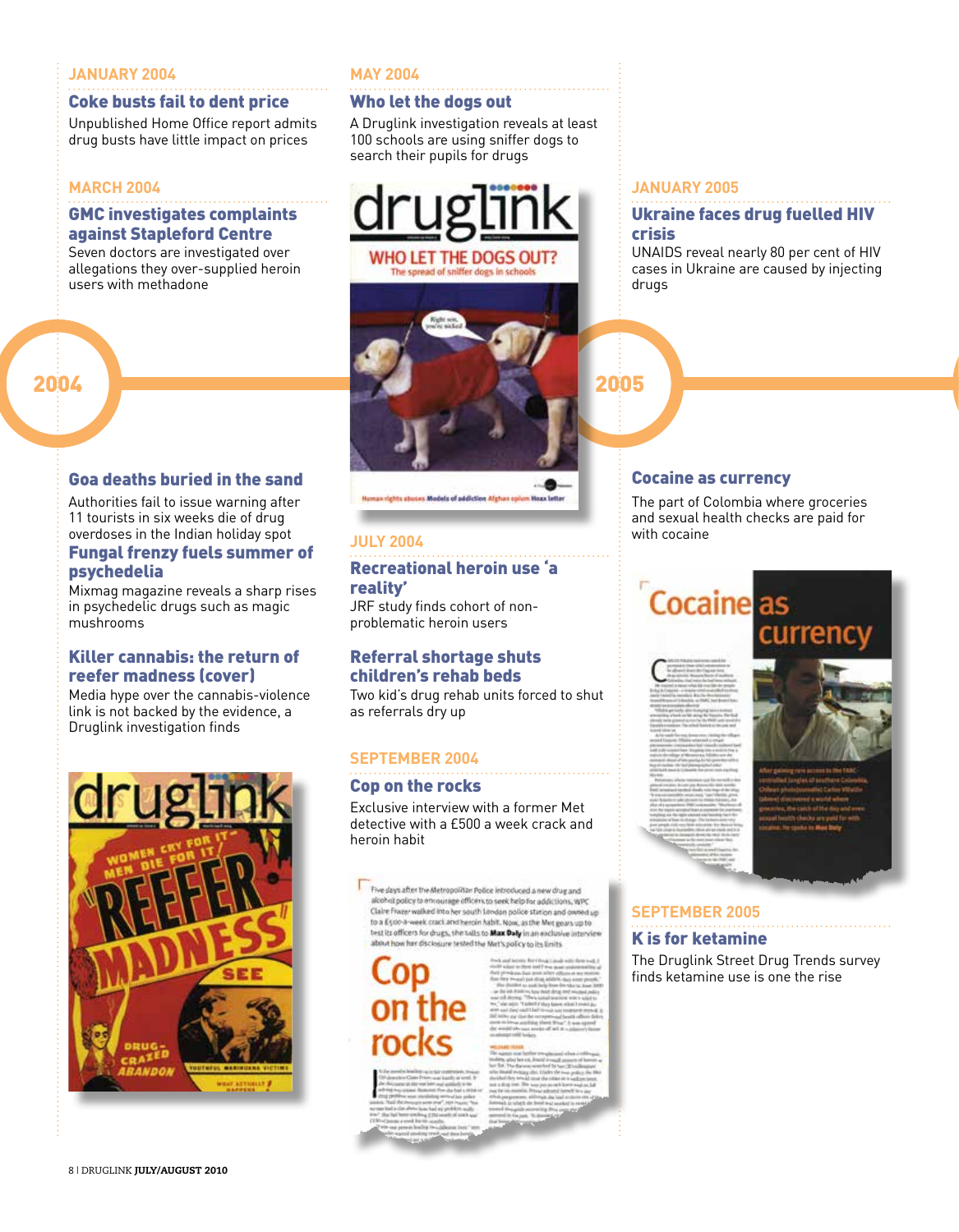## JANUARY 2004

### Coke busts fail to dent price

Unpublished Home Office report admits drug busts have little impact on prices

## MARCH 2004

### GMC investigates complaints against Stapleford Centre

Seven doctors are investigated over allegations they over-supplied heroin users with methadone

# 2004

### Goa deaths buried in the sand

Authorities fail to issue warning after 11 tourists in six weeks die of drug overdoses in the Indian holiday spot

### Fungal frenzy fuels summer of psychedelia

Mixmag magazine reveals a sharp rises in psychedelic drugs such as magic mushrooms

### Killer cannabis: the return of reefer madness (cover)

Media hype over the cannabis-violence link is not backed by the evidence, a Druglink investigation finds

## MAY 2004

### Who let the dogs out

A Druglink investigation reveals at least 100 schools are using sniffer dogs to search their pupils for drugs

## JULY 2004

### Recreational heroin use 'a reality'

JRF study finds cohort of non-problematic heroin users

### Referral shortage shuts children's rehab beds

Two kid's drug rehab units forced to shut as referrals dry up

## SEPTEMBER 2004

### Cop on the rocks

Exclusive interview with a former Met detective with a £500 a week crack and heroin habit

## JANUARY 2005

### Ukraine faces drug fuelled HIV crisis

UNAIDS reveal nearly 80 per cent of HIV cases in Ukraine are caused by injecting drugs

# 2005

### Cocaine as currency

The part of Colombia where groceries and sexual health checks are paid for with cocaine

## SEPTEMBER 2005

### K is for ketamine

The Druglink Street Drug Trends survey finds ketamine use is one the rise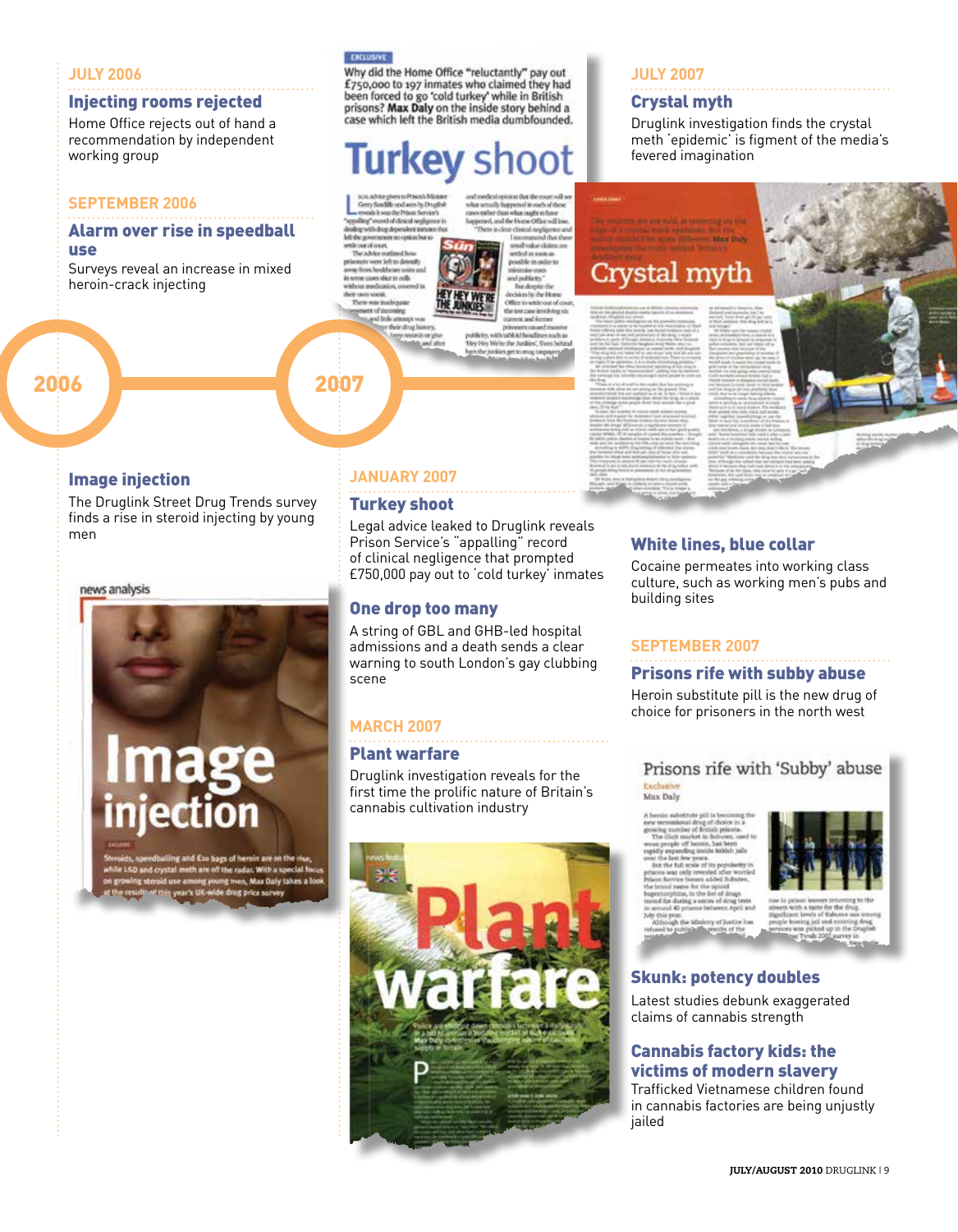## JULY 2006

### Injecting rooms rejected

Home Office rejects out of hand a recommendation by independent working group

## SEPTEMBER 2006

### Alarm over rise in speedball use

Surveys reveal an increase in mixed heroin-crack injecting

### Image injection

The Druglink Street Drug Trends survey finds a rise in steroid injecting by young men

## 2006

## 2007

## JANUARY 2007

### Turkey shoot

Legal advice leaked to Druglink reveals Prison Service's "appalling" record of clinical negligence that prompted £750,000 pay out to 'cold turkey' inmates

### One drop too many

A string of GBL and GHB-led hospital admissions and a death sends a clear warning to south London's gay clubbing scene

## MARCH 2007

### Plant warfare

Druglink investigation reveals for the first time the prolific nature of Britain's cannabis cultivation industry

## JULY 2007

### Crystal myth

Druglink investigation finds the crystal meth 'epidemic' is figment of the media's fevered imagination

### White lines, blue collar

Cocaine permeates into working class culture, such as working men's pubs and building sites

## SEPTEMBER 2007

### Prisons rife with subby abuse

Heroin substitute pill is the new drug of choice for prisoners in the north west

### Skunk: potency doubles

Latest studies debunk exaggerated claims of cannabis strength

### Cannabis factory kids: the victims of modern slavery

Trafficked Vietnamese children found in cannabis factories are being unjustly jailed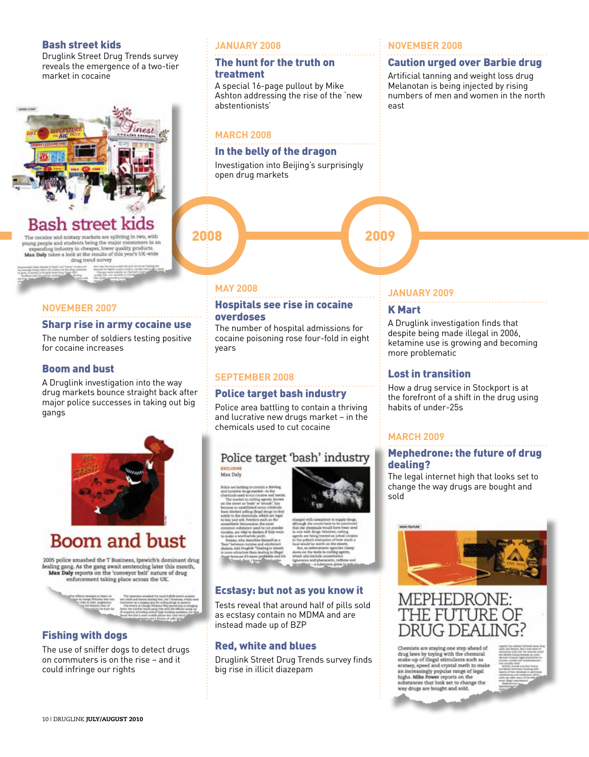### Bash street kids

Druglink Street Drug Trends survey reveals the emergence of a two-tier market in cocaine

## NOVEMBER 2007

### Sharp rise in army cocaine use

The number of soldiers testing positive for cocaine increases

### Boom and bust

A Druglink investigation into the way drug markets bounce straight back after major police successes in taking out big gangs

### Fishing with dogs

The use of sniffer dogs to detect drugs on commuters is on the rise – and it could infringe our rights

## 2008

## JANUARY 2008

### The hunt for the truth on treatment

A special 16-page pullout by Mike Ashton addressing the rise of the 'new abstentionists'

## MARCH 2008

### In the belly of the dragon

Investigation into Beijing's surprisingly open drug markets

## MAY 2008

### Hospitals see rise in cocaine overdoses

The number of hospital admissions for cocaine poisoning rose four-fold in eight years

## SEPTEMBER 2008

### Police target bash industry

Police area battling to contain a thriving and lucrative new drugs market – in the chemicals used to cut cocaine

### Ecstasy: but not as you know it

Tests reveal that around half of pills sold as ecstasy contain no MDMA and are instead made up of BZP

### Red, white and blues

Druglink Street Drug Trends survey finds big rise in illicit diazepam

## NOVEMBER 2008

### Caution urged over Barbie drug

Artificial tanning and weight loss drug Melanotan is being injected by rising numbers of men and women in the north east

## 2009

## JANUARY 2009

### K Mart

A Druglink investigation finds that despite being made illegal in 2006, ketamine use is growing and becoming more problematic

### Lost in transition

How a drug service in Stockport is at the forefront of a shift in the drug using habits of under-25s

## MARCH 2009

### Mephedrone: the future of drug dealing?

The legal internet high that looks set to change the way drugs are bought and sold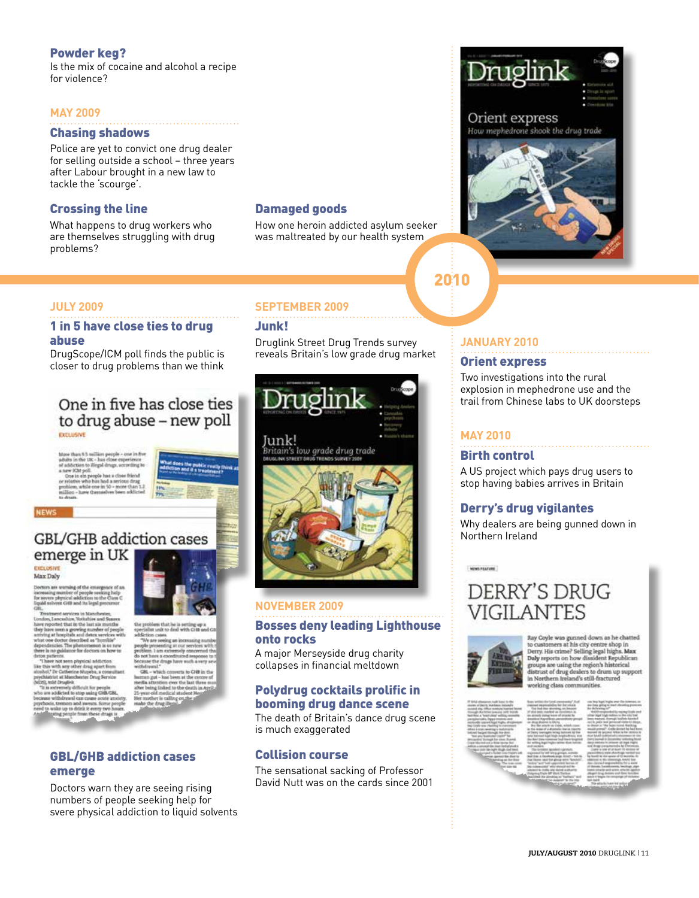**Powder keg?**
Is the mix of cocaine and alcohol a recipe for violence?

MAY 2009

**Chasing shadows**
Police are yet to convict one drug dealer for selling outside a school – three years after Labour brought in a new law to tackle the 'scourge'.

**Crossing the line**
What happens to drug workers who are themselves struggling with drug problems?

**Damaged goods**
How one heroin addicted asylum seeker was maltreated by our health system

2010

JULY 2009

**1 in 5 have close ties to drug abuse**
DrugScope/ICM poll finds the public is closer to drug problems than we think

**GBL/GHB addiction cases emerge**
Doctors warn they are seeing rising numbers of people seeking help for svere physical addiction to liquid solvents

SEPTEMBER 2009

**Junk!**
Druglink Street Drug Trends survey reveals Britain's low grade drug market

NOVEMBER 2009

**Bosses deny leading Lighthouse onto rocks**
A major Merseyside drug charity collapses in financial meltdown

**Polydrug cocktails prolific in booming drug dance scene**
The death of Britain's dance drug scene is much exaggerated

**Collision course**
The sensational sacking of Professor David Nutt was on the cards since 2001

JANUARY 2010

**Orient express**
Two investigations into the rural explosion in mephedrone use and the trail from Chinese labs to UK doorsteps

MAY 2010

**Birth control**
A US project which pays drug users to stop having babies arrives in Britain

**Derry's drug vigilantes**
Why dealers are being gunned down in Northern Ireland